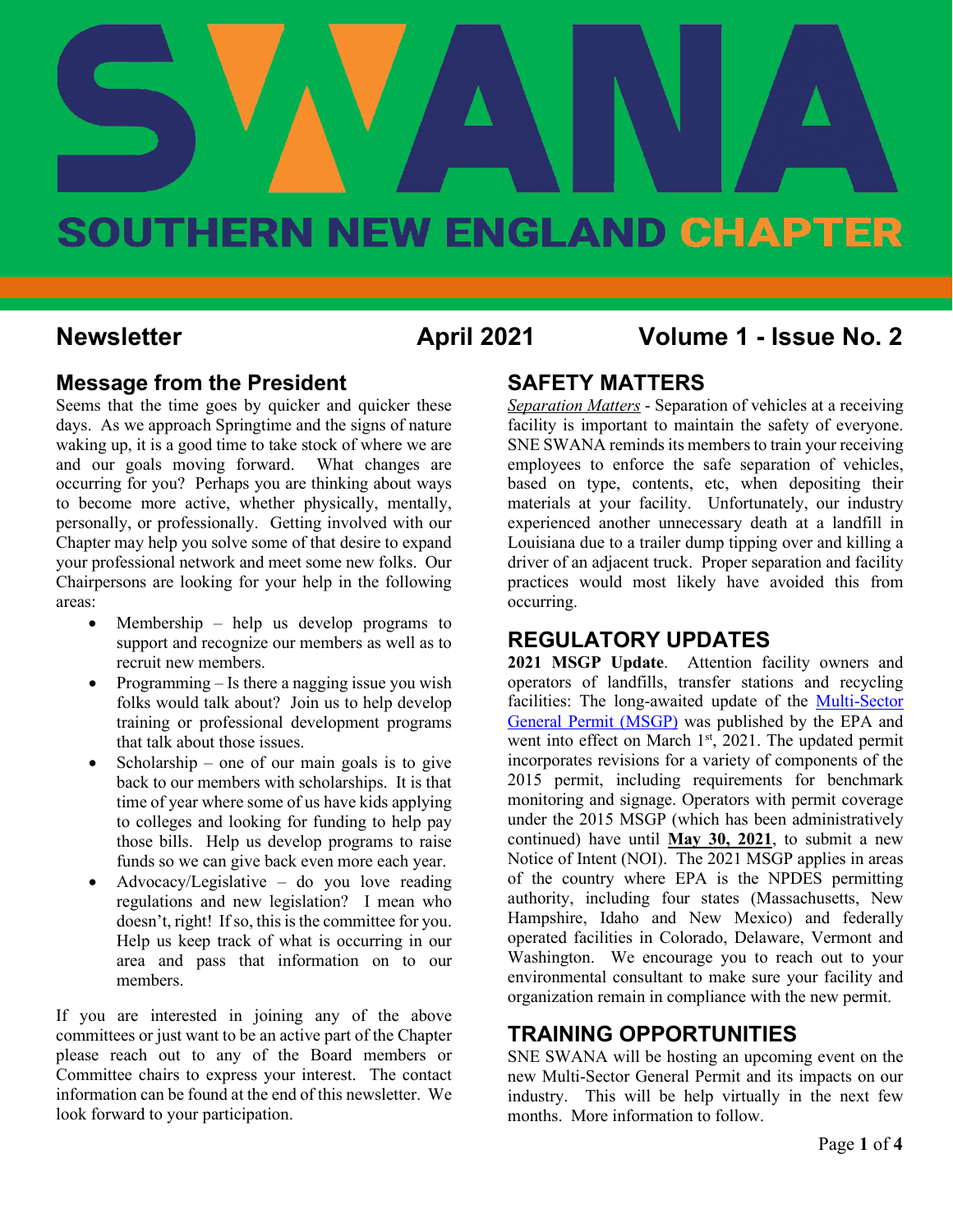# SWANA SOUTHERN NEW ENGLAND CHAPTER

**Newsletter** **April 2021** **Volume 1 - Issue No. 2**

## Message from the President

Seems that the time goes by quicker and quicker these days. As we approach Springtime and the signs of nature waking up, it is a good time to take stock of where we are and our goals moving forward. What changes are occurring for you? Perhaps you are thinking about ways to become more active, whether physically, mentally, personally, or professionally. Getting involved with our Chapter may help you solve some of that desire to expand your professional network and meet some new folks. Our Chairpersons are looking for your help in the following areas:

- Membership – help us develop programs to support and recognize our members as well as to recruit new members.
- Programming – Is there a nagging issue you wish folks would talk about? Join us to help develop training or professional development programs that talk about those issues.
- Scholarship – one of our main goals is to give back to our members with scholarships. It is that time of year where some of us have kids applying to colleges and looking for funding to help pay those bills. Help us develop programs to raise funds so we can give back even more each year.
- Advocacy/Legislative – do you love reading regulations and new legislation? I mean who doesn't, right! If so, this is the committee for you. Help us keep track of what is occurring in our area and pass that information on to our members.

If you are interested in joining any of the above committees or just want to be an active part of the Chapter please reach out to any of the Board members or Committee chairs to express your interest. The contact information can be found at the end of this newsletter. We look forward to your participation.

## SAFETY MATTERS

*Separation Matters* - Separation of vehicles at a receiving facility is important to maintain the safety of everyone. SNE SWANA reminds its members to train your receiving employees to enforce the safe separation of vehicles, based on type, contents, etc, when depositing their materials at your facility. Unfortunately, our industry experienced another unnecessary death at a landfill in Louisiana due to a trailer dump tipping over and killing a driver of an adjacent truck. Proper separation and facility practices would most likely have avoided this from occurring.

## REGULATORY UPDATES

**2021 MSGP Update**. Attention facility owners and operators of landfills, transfer stations and recycling facilities: The long-awaited update of the Multi-Sector General Permit (MSGP) was published by the EPA and went into effect on March 1st, 2021. The updated permit incorporates revisions for a variety of components of the 2015 permit, including requirements for benchmark monitoring and signage. Operators with permit coverage under the 2015 MSGP (which has been administratively continued) have until **May 30, 2021**, to submit a new Notice of Intent (NOI). The 2021 MSGP applies in areas of the country where EPA is the NPDES permitting authority, including four states (Massachusetts, New Hampshire, Idaho and New Mexico) and federally operated facilities in Colorado, Delaware, Vermont and Washington. We encourage you to reach out to your environmental consultant to make sure your facility and organization remain in compliance with the new permit.

## TRAINING OPPORTUNITIES

SNE SWANA will be hosting an upcoming event on the new Multi-Sector General Permit and its impacts on our industry. This will be help virtually in the next few months. More information to follow.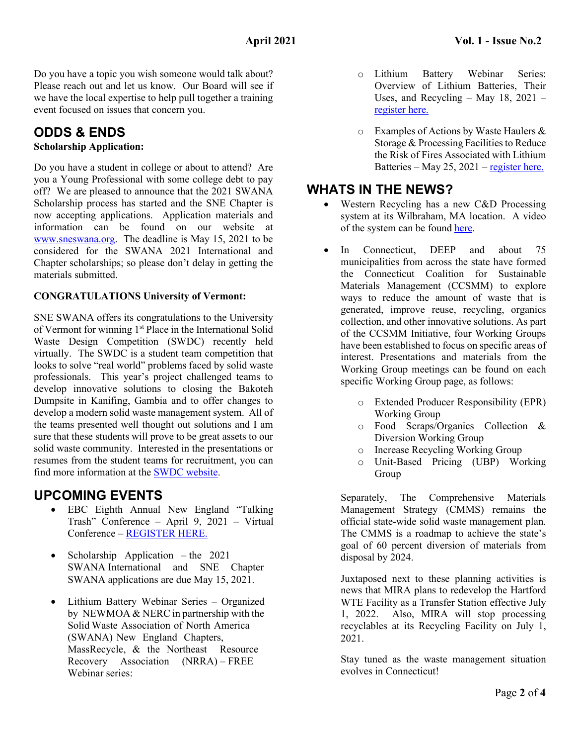Do you have a topic you wish someone would talk about? Please reach out and let us know. Our Board will see if we have the local expertise to help pull together a training event focused on issues that concern you.

## ODDS & ENDS

**Scholarship Application:**

Do you have a student in college or about to attend? Are you a Young Professional with some college debt to pay off? We are pleased to announce that the 2021 SWANA Scholarship process has started and the SNE Chapter is now accepting applications. Application materials and information can be found on our website at www.sneswana.org. The deadline is May 15, 2021 to be considered for the SWANA 2021 International and Chapter scholarships; so please don't delay in getting the materials submitted.

**CONGRATULATIONS University of Vermont:**

SNE SWANA offers its congratulations to the University of Vermont for winning 1st Place in the International Solid Waste Design Competition (SWDC) recently held virtually. The SWDC is a student team competition that looks to solve "real world" problems faced by solid waste professionals. This year's project challenged teams to develop innovative solutions to closing the Bakoteh Dumpsite in Kanifing, Gambia and to offer changes to develop a modern solid waste management system. All of the teams presented well thought out solutions and I am sure that these students will prove to be great assets to our solid waste community. Interested in the presentations or resumes from the student teams for recruitment, you can find more information at the SWDC website.

## UPCOMING EVENTS

- EBC Eighth Annual New England "Talking Trash" Conference – April 9, 2021 – Virtual Conference – REGISTER HERE.
- Scholarship Application – the 2021 SWANA International and SNE Chapter SWANA applications are due May 15, 2021.
- Lithium Battery Webinar Series – Organized by NEWMOA & NERC in partnership with the Solid Waste Association of North America (SWANA) New England Chapters, MassRecycle, & the Northeast Resource Recovery Association (NRRA) – FREE Webinar series:
  - Lithium Battery Webinar Series: Overview of Lithium Batteries, Their Uses, and Recycling – May 18, 2021 – register here.
  - Examples of Actions by Waste Haulers & Storage & Processing Facilities to Reduce the Risk of Fires Associated with Lithium Batteries – May 25, 2021 – register here.

## WHATS IN THE NEWS?

- Western Recycling has a new C&D Processing system at its Wilbraham, MA location. A video of the system can be found here.
- In Connecticut, DEEP and about 75 municipalities from across the state have formed the Connecticut Coalition for Sustainable Materials Management (CCSMM) to explore ways to reduce the amount of waste that is generated, improve reuse, recycling, organics collection, and other innovative solutions. As part of the CCSMM Initiative, four Working Groups have been established to focus on specific areas of interest. Presentations and materials from the Working Group meetings can be found on each specific Working Group page, as follows:
  - Extended Producer Responsibility (EPR) Working Group
  - Food Scraps/Organics Collection & Diversion Working Group
  - Increase Recycling Working Group
  - Unit-Based Pricing (UBP) Working Group

Separately, The Comprehensive Materials Management Strategy (CMMS) remains the official state-wide solid waste management plan. The CMMS is a roadmap to achieve the state's goal of 60 percent diversion of materials from disposal by 2024.

Juxtaposed next to these planning activities is news that MIRA plans to redevelop the Hartford WTE Facility as a Transfer Station effective July 1, 2022. Also, MIRA will stop processing recyclables at its Recycling Facility on July 1, 2021.

Stay tuned as the waste management situation evolves in Connecticut!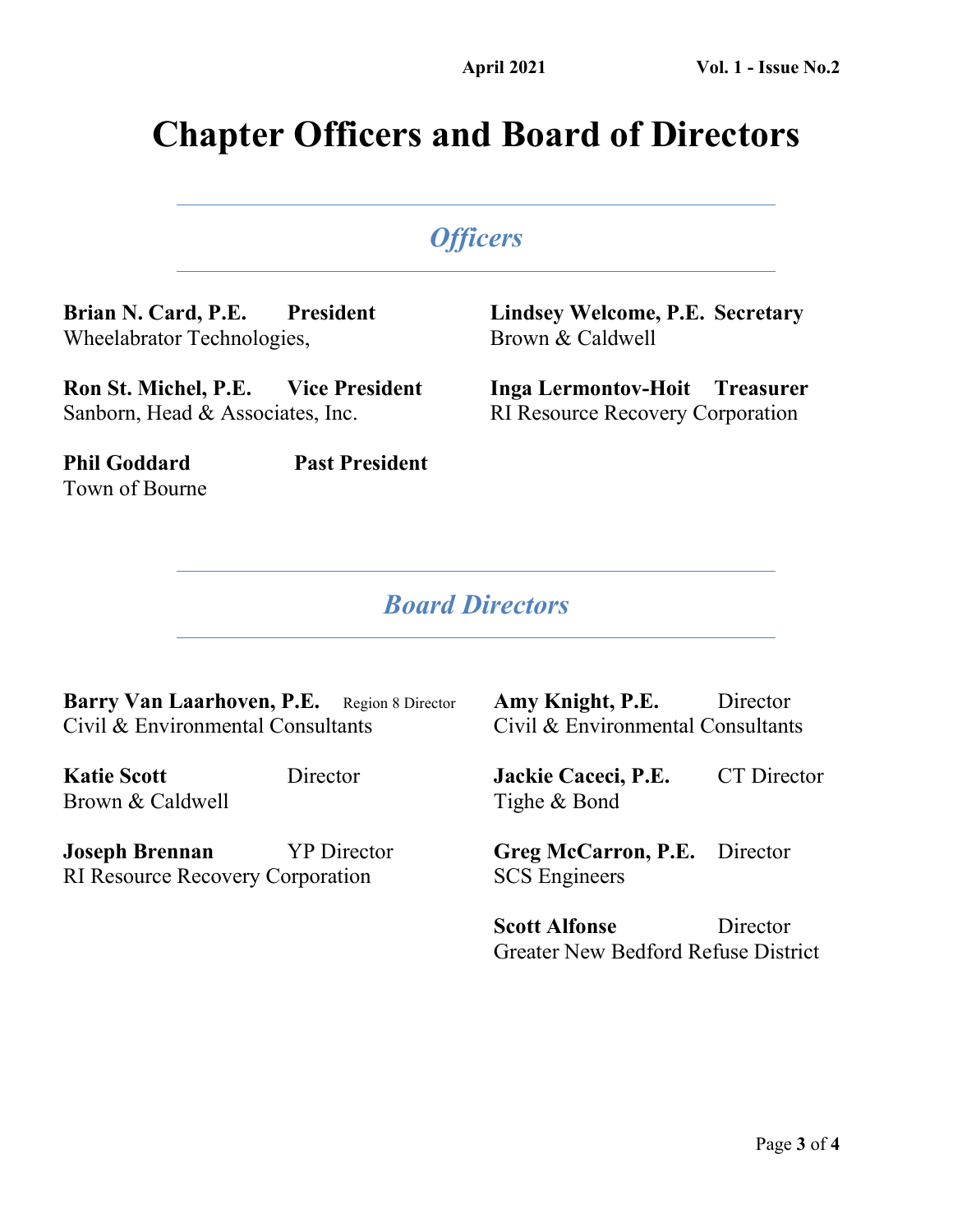# Chapter Officers and Board of Directors

## *Officers*

**Brian N. Card, P.E.** **President**
Wheelabrator Technologies,

**Ron St. Michel, P.E.** **Vice President**
Sanborn, Head & Associates, Inc.

**Phil Goddard** **Past President**
Town of Bourne

**Lindsey Welcome, P.E.** **Secretary**
Brown & Caldwell

**Inga Lermontov-Hoit** **Treasurer**
RI Resource Recovery Corporation

## *Board Directors*

**Barry Van Laarhoven, P.E.** Region 8 Director
Civil & Environmental Consultants

**Katie Scott** Director
Brown & Caldwell

**Joseph Brennan** YP Director
RI Resource Recovery Corporation

**Amy Knight, P.E.** Director
Civil & Environmental Consultants

**Jackie Caceci, P.E.** CT Director
Tighe & Bond

**Greg McCarron, P.E.** Director
SCS Engineers

**Scott Alfonse** Director
Greater New Bedford Refuse District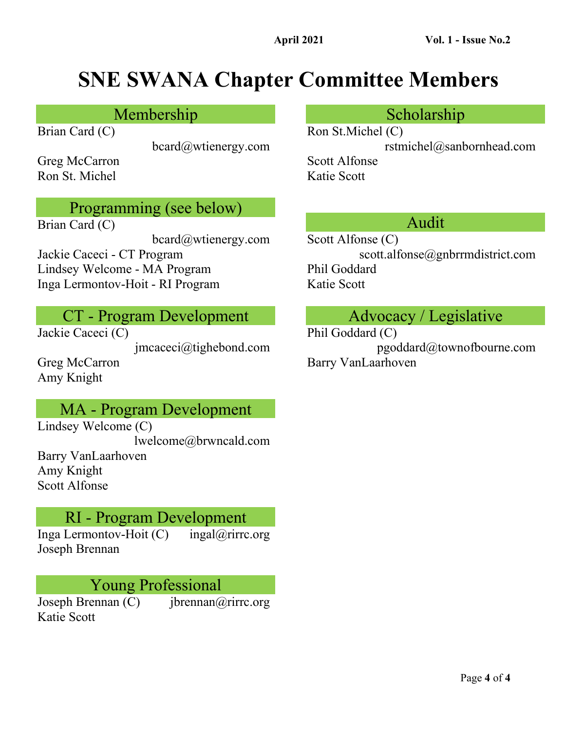# SNE SWANA Chapter Committee Members

## Membership

Brian Card (C) bcard@wtienergy.com
Greg McCarron
Ron St. Michel

## Programming (see below)

Brian Card (C) bcard@wtienergy.com
Jackie Caceci - CT Program
Lindsey Welcome - MA Program
Inga Lermontov-Hoit - RI Program

## CT - Program Development

Jackie Caceci (C) jmcaceci@tighebond.com
Greg McCarron
Amy Knight

## MA - Program Development

Lindsey Welcome (C) lwelcome@brwncald.com
Barry VanLaarhoven
Amy Knight
Scott Alfonse

## RI - Program Development

Inga Lermontov-Hoit (C) ingal@rirrc.org
Joseph Brennan

## Young Professional

Joseph Brennan (C) jbrennan@rirrc.org
Katie Scott

## Scholarship

Ron St.Michel (C) rstmichel@sanbornhead.com
Scott Alfonse
Katie Scott

## Audit

Scott Alfonse (C) scott.alfonse@gnbrrmdistrict.com
Phil Goddard
Katie Scott

## Advocacy / Legislative

Phil Goddard (C) pgoddard@townofbourne.com
Barry VanLaarhoven